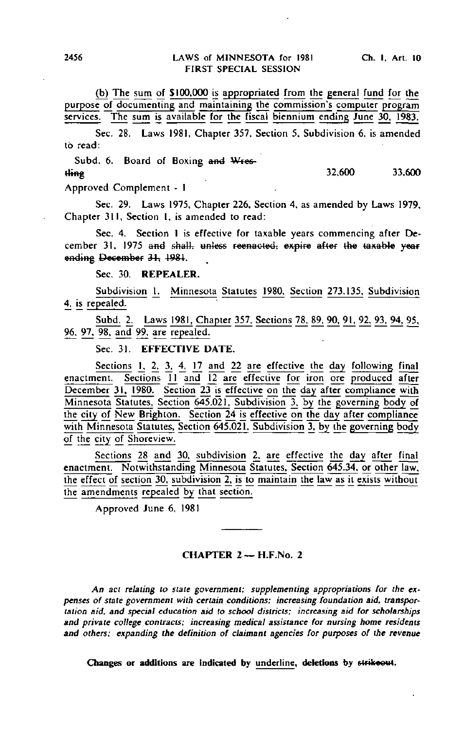(b) The sum of $100,000 is appropriated from the general fund for the purpose of documenting and maintaining the commission's computer program services. The sum is available for the fiscal biennium ending June 30, 1983.

Sec. 28. Laws 1981, Chapter 357, Section 5, Subdivision 6, is amended to read:

| | | |
|---|---|---|
| Subd. 6. Board of Boxing ~~and Wrestling~~ | 32,600 | 33,600 |

Approved Complement - 1

Sec. 29. Laws 1975, Chapter 226, Section 4, as amended by Laws 1979, Chapter 311, Section 1, is amended to read:

Sec. 4. Section 1 is effective for taxable years commencing after December 31, 1975 ~~and shall, unless reenacted, expire after the taxable year ending December 31, 1981~~.

Sec. 30. **REPEALER.**

Subdivision 1. Minnesota Statutes 1980, Section 273.135, Subdivision 4, is repealed.

Subd. 2. Laws 1981, Chapter 357, Sections 78, 89, 90, 91, 92, 93, 94, 95, 96, 97, 98, and 99, are repealed.

Sec. 31. **EFFECTIVE DATE.**

Sections 1, 2, 3, 4, 17 and 22 are effective the day following final enactment. Sections 11 and 12 are effective for iron ore produced after December 31, 1980. Section 23 is effective on the day after compliance with Minnesota Statutes, Section 645.021, Subdivision 3, by the governing body of the city of New Brighton. Section 24 is effective on the day after compliance with Minnesota Statutes, Section 645.021, Subdivision 3, by the governing body of the city of Shoreview.

Sections 28 and 30, subdivision 2, are effective the day after final enactment. Notwithstanding Minnesota Statutes, Section 645.34, or other law, the effect of section 30, subdivision 2, is to maintain the law as it exists without the amendments repealed by that section.

Approved June 6, 1981

## CHAPTER 2 — H.F.No. 2

*An act relating to state government; supplementing appropriations for the expenses of state government with certain conditions; increasing foundation aid, transportation aid, and special education aid to school districts; increasing aid for scholarships and private college contracts; increasing medical assistance for nursing home residents and others; expanding the definition of claimant agencies for purposes of the revenue*

**Changes or additions are indicated by underline, deletions by ~~strikeout~~.**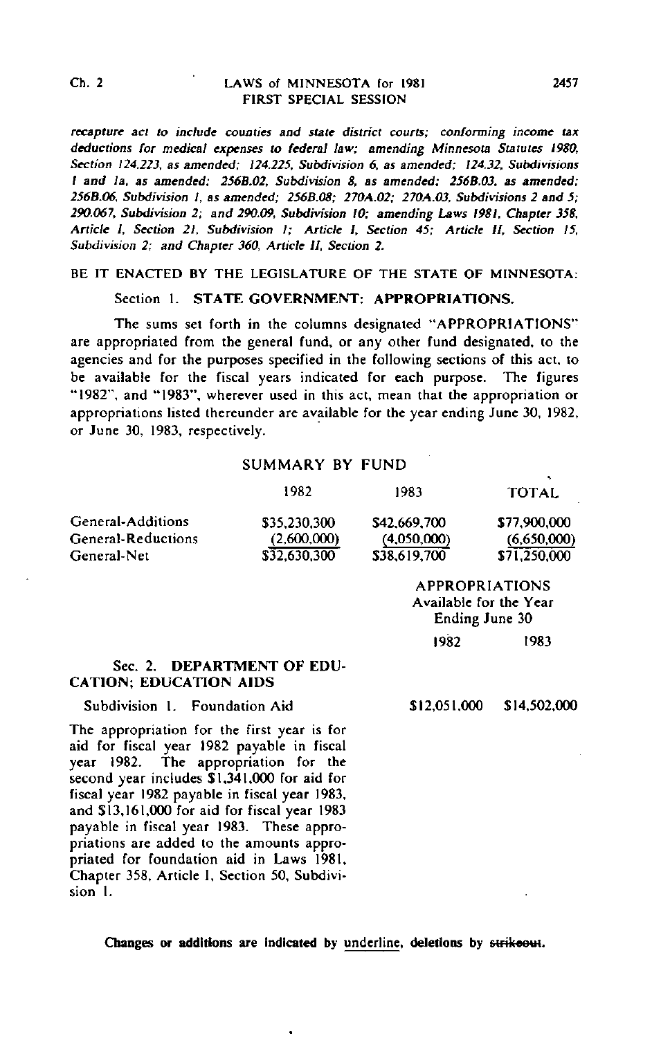*recapture act to include counties and state district courts; conforming income tax deductions for medical expenses to federal law; amending Minnesota Statutes 1980, Section 124.223, as amended; 124.225, Subdivision 6, as amended; 124.32, Subdivisions 1 and 1a, as amended; 256B.02, Subdivision 8, as amended; 256B.03, as amended; 256B.06, Subdivision 1, as amended; 256B.08; 270A.02; 270A.03, Subdivisions 2 and 5; 290.067, Subdivision 2; and 290.09, Subdivision 10; amending Laws 1981, Chapter 358, Article I, Section 21, Subdivision 1; Article I, Section 45; Article II, Section 15, Subdivision 2; and Chapter 360, Article II, Section 2.*

BE IT ENACTED BY THE LEGISLATURE OF THE STATE OF MINNESOTA:

Section 1. **STATE GOVERNMENT: APPROPRIATIONS.**

The sums set forth in the columns designated "APPROPRIATIONS" are appropriated from the general fund, or any other fund designated, to the agencies and for the purposes specified in the following sections of this act, to be available for the fiscal years indicated for each purpose. The figures "1982", and "1983", wherever used in this act, mean that the appropriation or appropriations listed thereunder are available for the year ending June 30, 1982, or June 30, 1983, respectively.

SUMMARY BY FUND

| | 1982 | 1983 | TOTAL |
|---|---|---|---|
| General-Additions | $35,230,300 | $42,669,700 | $77,900,000 |
| General-Reductions | (2,600,000) | (4,050,000) | (6,650,000) |
| General-Net | $32,630,300 | $38,619,700 | $71,250,000 |

| | APPROPRIATIONS Available for the Year Ending June 30 | |
|---|---|---|
| | 1982 | 1983 |
| Sec. 2. **DEPARTMENT OF EDUCATION; EDUCATION AIDS** | | |
| Subdivision 1. Foundation Aid | $12,051,000 | $14,502,000 |

The appropriation for the first year is for aid for fiscal year 1982 payable in fiscal year 1982. The appropriation for the second year includes $1,341,000 for aid for fiscal year 1982 payable in fiscal year 1983, and $13,161,000 for aid for fiscal year 1983 payable in fiscal year 1983. These appropriations are added to the amounts appropriated for foundation aid in Laws 1981, Chapter 358, Article I, Section 50, Subdivision 1.

**Changes or additions are indicated by underline, deletions by ~~strikeout~~.**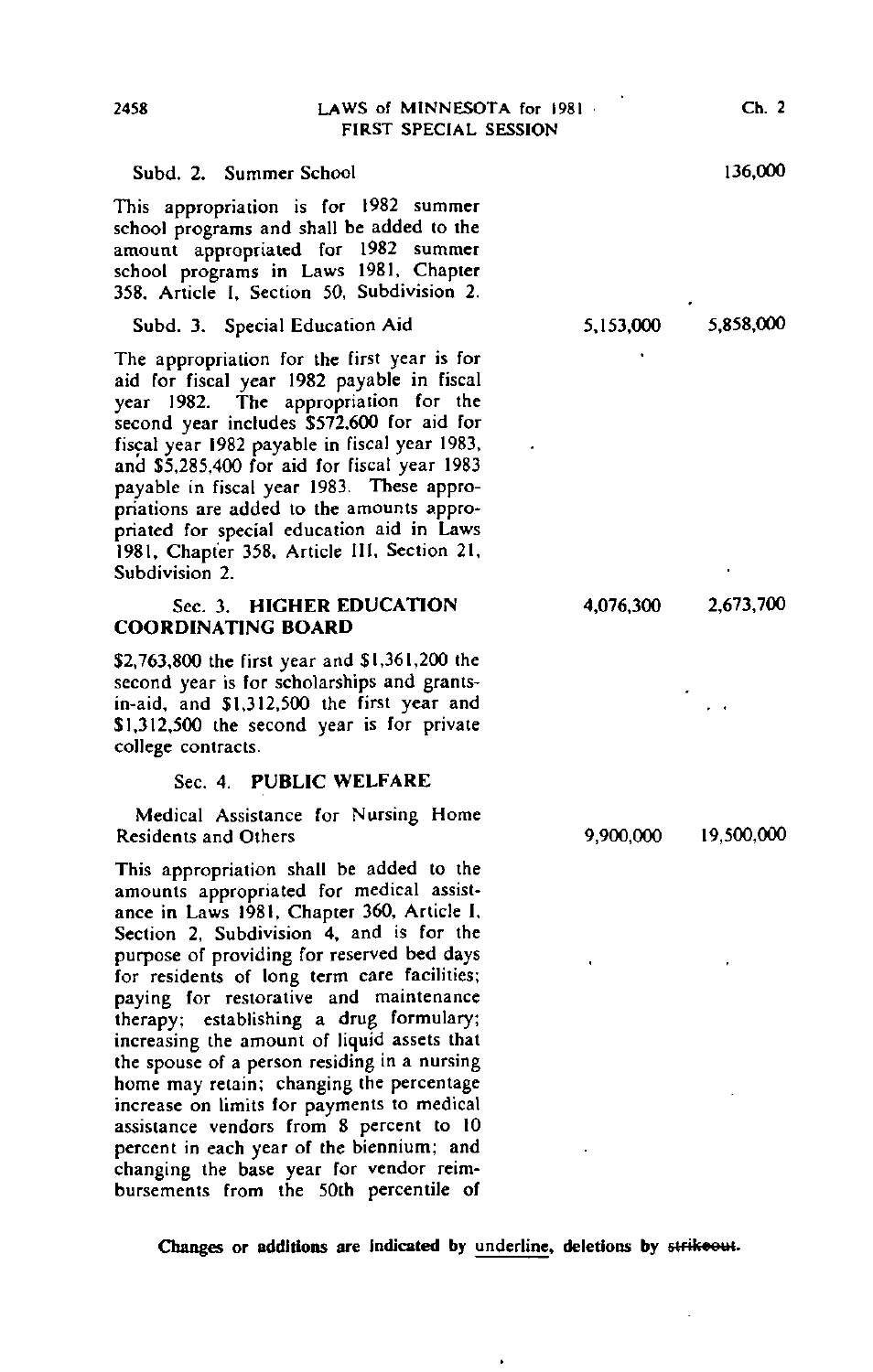Subd. 2. Summer School — 136,000

This appropriation is for 1982 summer school programs and shall be added to the amount appropriated for 1982 summer school programs in Laws 1981, Chapter 358, Article I, Section 50, Subdivision 2.

Subd. 3. Special Education Aid — 5,153,000 — 5,858,000

The appropriation for the first year is for aid for fiscal year 1982 payable in fiscal year 1982. The appropriation for the second year includes $572,600 for aid for fiscal year 1982 payable in fiscal year 1983, and $5,285,400 for aid for fiscal year 1983 payable in fiscal year 1983. These appropriations are added to the amounts appropriated for special education aid in Laws 1981, Chapter 358, Article III, Section 21, Subdivision 2.

Sec. 3. **HIGHER EDUCATION COORDINATING BOARD** — 4,076,300 — 2,673,700

$2,763,800 the first year and $1,361,200 the second year is for scholarships and grants-in-aid, and $1,312,500 the first year and $1,312,500 the second year is for private college contracts.

Sec. 4. **PUBLIC WELFARE**

Medical Assistance for Nursing Home Residents and Others — 9,900,000 — 19,500,000

This appropriation shall be added to the amounts appropriated for medical assistance in Laws 1981, Chapter 360, Article I, Section 2, Subdivision 4, and is for the purpose of providing for reserved bed days for residents of long term care facilities; paying for restorative and maintenance therapy; establishing a drug formulary; increasing the amount of liquid assets that the spouse of a person residing in a nursing home may retain; changing the percentage increase on limits for payments to medical assistance vendors from 8 percent to 10 percent in each year of the biennium; and changing the base year for vendor reimbursements from the 50th percentile of

**Changes or additions are indicated by underline, deletions by ~~strikeout~~.**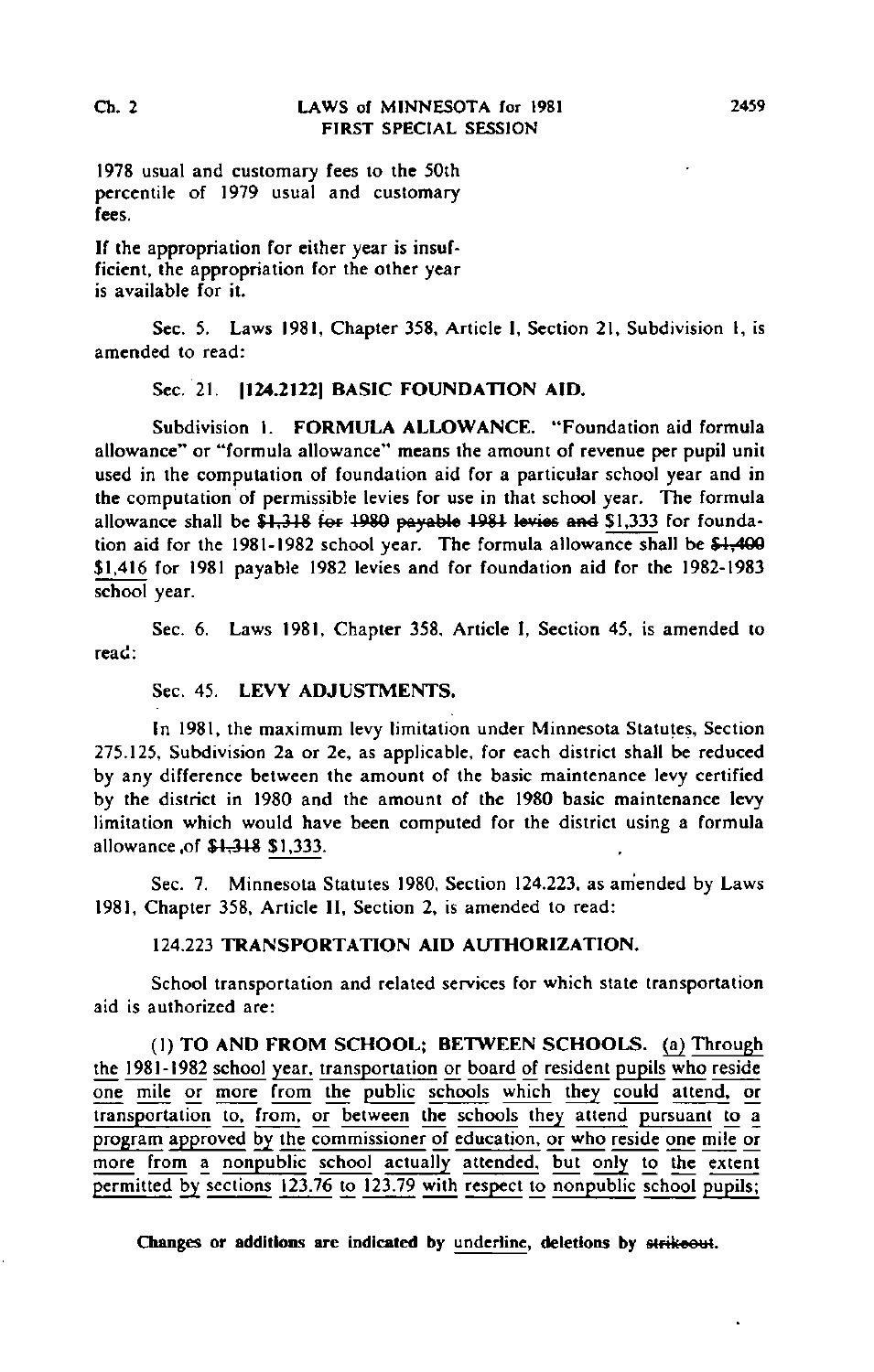1978 usual and customary fees to the 50th percentile of 1979 usual and customary fees.

If the appropriation for either year is insufficient, the appropriation for the other year is available for it.

Sec. 5. Laws 1981, Chapter 358, Article I, Section 21, Subdivision 1, is amended to read:

Sec. 21. [124.2122] BASIC FOUNDATION AID.

Subdivision 1. FORMULA ALLOWANCE. "Foundation aid formula allowance" or "formula allowance" means the amount of revenue per pupil unit used in the computation of foundation aid for a particular school year and in the computation of permissible levies for use in that school year. The formula allowance shall be ~~$1,318 for 1980 payable 1981 levies and~~ $1,333 for foundation aid for the 1981-1982 school year. The formula allowance shall be ~~$1,400~~ $1,416 for 1981 payable 1982 levies and for foundation aid for the 1982-1983 school year.

Sec. 6. Laws 1981, Chapter 358, Article I, Section 45, is amended to read:

Sec. 45. LEVY ADJUSTMENTS.

In 1981, the maximum levy limitation under Minnesota Statutes, Section 275.125, Subdivision 2a or 2e, as applicable, for each district shall be reduced by any difference between the amount of the basic maintenance levy certified by the district in 1980 and the amount of the 1980 basic maintenance levy limitation which would have been computed for the district using a formula allowance of ~~$1,318~~ $1,333.

Sec. 7. Minnesota Statutes 1980, Section 124.223, as amended by Laws 1981, Chapter 358, Article II, Section 2, is amended to read:

124.223 TRANSPORTATION AID AUTHORIZATION.

School transportation and related services for which state transportation aid is authorized are:

(1) TO AND FROM SCHOOL; BETWEEN SCHOOLS. (a) Through the 1981-1982 school year, transportation or board of resident pupils who reside one mile or more from the public schools which they could attend, or transportation to, from, or between the schools they attend pursuant to a program approved by the commissioner of education, or who reside one mile or more from a nonpublic school actually attended, but only to the extent permitted by sections 123.76 to 123.79 with respect to nonpublic school pupils;

Changes or additions are indicated by underline, deletions by ~~strikeout~~.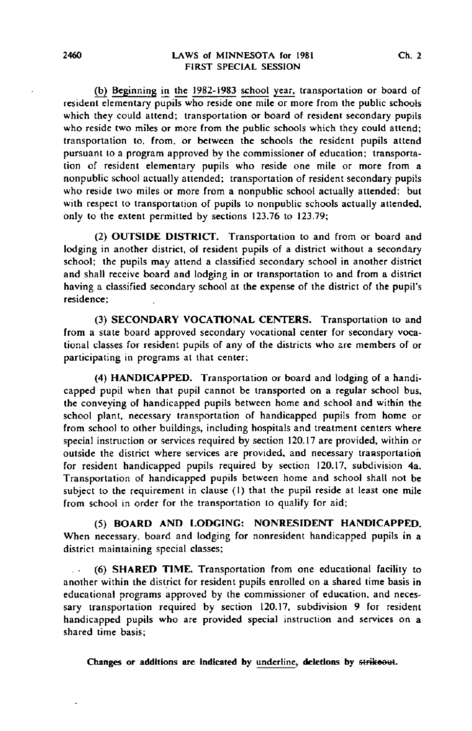(b) Beginning in the 1982-1983 school year, transportation or board of resident elementary pupils who reside one mile or more from the public schools which they could attend; transportation or board of resident secondary pupils who reside two miles or more from the public schools which they could attend; transportation to, from, or between the schools the resident pupils attend pursuant to a program approved by the commissioner of education; transportation of resident elementary pupils who reside one mile or more from a nonpublic school actually attended; transportation of resident secondary pupils who reside two miles or more from a nonpublic school actually attended; but with respect to transportation of pupils to nonpublic schools actually attended, only to the extent permitted by sections 123.76 to 123.79;

(2) **OUTSIDE DISTRICT.** Transportation to and from or board and lodging in another district, of resident pupils of a district without a secondary school; the pupils may attend a classified secondary school in another district and shall receive board and lodging in or transportation to and from a district having a classified secondary school at the expense of the district of the pupil's residence;

(3) **SECONDARY VOCATIONAL CENTERS.** Transportation to and from a state board approved secondary vocational center for secondary vocational classes for resident pupils of any of the districts who are members of or participating in programs at that center;

(4) **HANDICAPPED.** Transportation or board and lodging of a handicapped pupil when that pupil cannot be transported on a regular school bus, the conveying of handicapped pupils between home and school and within the school plant, necessary transportation of handicapped pupils from home or from school to other buildings, including hospitals and treatment centers where special instruction or services required by section 120.17 are provided, within or outside the district where services are provided, and necessary transportation for resident handicapped pupils required by section 120.17, subdivision 4a. Transportation of handicapped pupils between home and school shall not be subject to the requirement in clause (1) that the pupil reside at least one mile from school in order for the transportation to qualify for aid;

(5) **BOARD AND LODGING: NONRESIDENT HANDICAPPED.** When necessary, board and lodging for nonresident handicapped pupils in a district maintaining special classes;

(6) **SHARED TIME.** Transportation from one educational facility to another within the district for resident pupils enrolled on a shared time basis in educational programs approved by the commissioner of education, and necessary transportation required by section 120.17, subdivision 9 for resident handicapped pupils who are provided special instruction and services on a shared time basis;

Changes or additions are indicated by underline, deletions by ~~strikeout~~.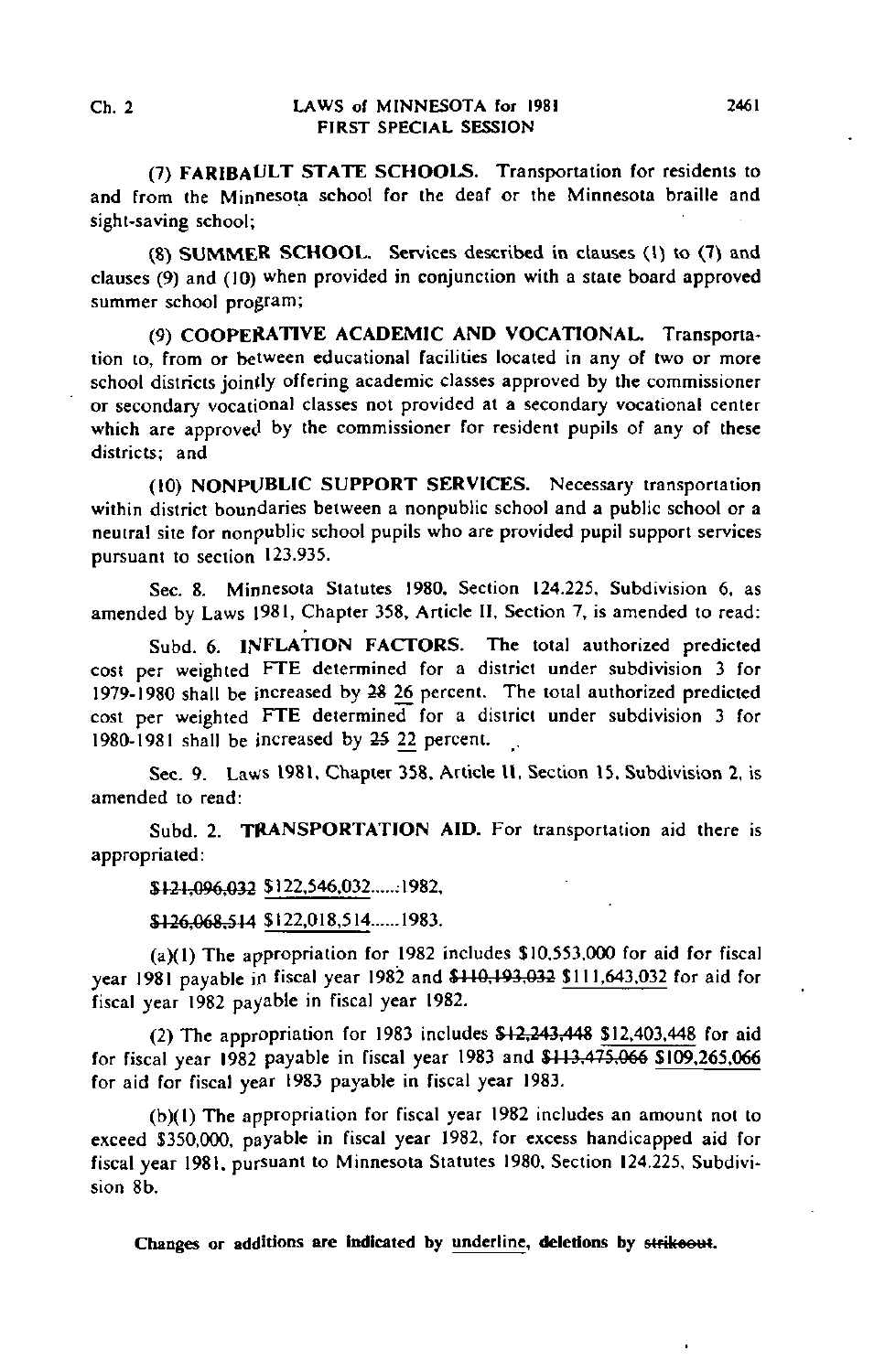(7) **FARIBAULT STATE SCHOOLS.** Transportation for residents to and from the Minnesota school for the deaf or the Minnesota braille and sight-saving school;

(8) **SUMMER SCHOOL.** Services described in clauses (1) to (7) and clauses (9) and (10) when provided in conjunction with a state board approved summer school program;

(9) **COOPERATIVE ACADEMIC AND VOCATIONAL.** Transportation to, from or between educational facilities located in any of two or more school districts jointly offering academic classes approved by the commissioner or secondary vocational classes not provided at a secondary vocational center which are approved by the commissioner for resident pupils of any of these districts; and

(10) **NONPUBLIC SUPPORT SERVICES.** Necessary transportation within district boundaries between a nonpublic school and a public school or a neutral site for nonpublic school pupils who are provided pupil support services pursuant to section 123.935.

Sec. 8. Minnesota Statutes 1980, Section 124.225, Subdivision 6, as amended by Laws 1981, Chapter 358, Article II, Section 7, is amended to read:

Subd. 6. **INFLATION FACTORS.** The total authorized predicted cost per weighted FTE determined for a district under subdivision 3 for 1979-1980 shall be increased by ~~28~~ <u>26</u> percent. The total authorized predicted cost per weighted FTE determined for a district under subdivision 3 for 1980-1981 shall be increased by ~~25~~ <u>22</u> percent.

Sec. 9. Laws 1981, Chapter 358, Article II, Section 15, Subdivision 2, is amended to read:

Subd. 2. **TRANSPORTATION AID.** For transportation aid there is appropriated:

~~$121,096,032~~ <u>$122,546,032</u>......1982,

~~$126,068,514~~ <u>$122,018,514</u>......1983.

(a)(1) The appropriation for 1982 includes $10,553,000 for aid for fiscal year 1981 payable in fiscal year 1982 and ~~$110,193,032~~ <u>$111,643,032</u> for aid for fiscal year 1982 payable in fiscal year 1982.

(2) The appropriation for 1983 includes ~~$12,243,448~~ <u>$12,403,448</u> for aid for fiscal year 1982 payable in fiscal year 1983 and ~~$113,475,066~~ <u>$109,265,066</u> for aid for fiscal year 1983 payable in fiscal year 1983.

(b)(1) The appropriation for fiscal year 1982 includes an amount not to exceed $350,000, payable in fiscal year 1982, for excess handicapped aid for fiscal year 1981, pursuant to Minnesota Statutes 1980, Section 124.225, Subdivision 8b.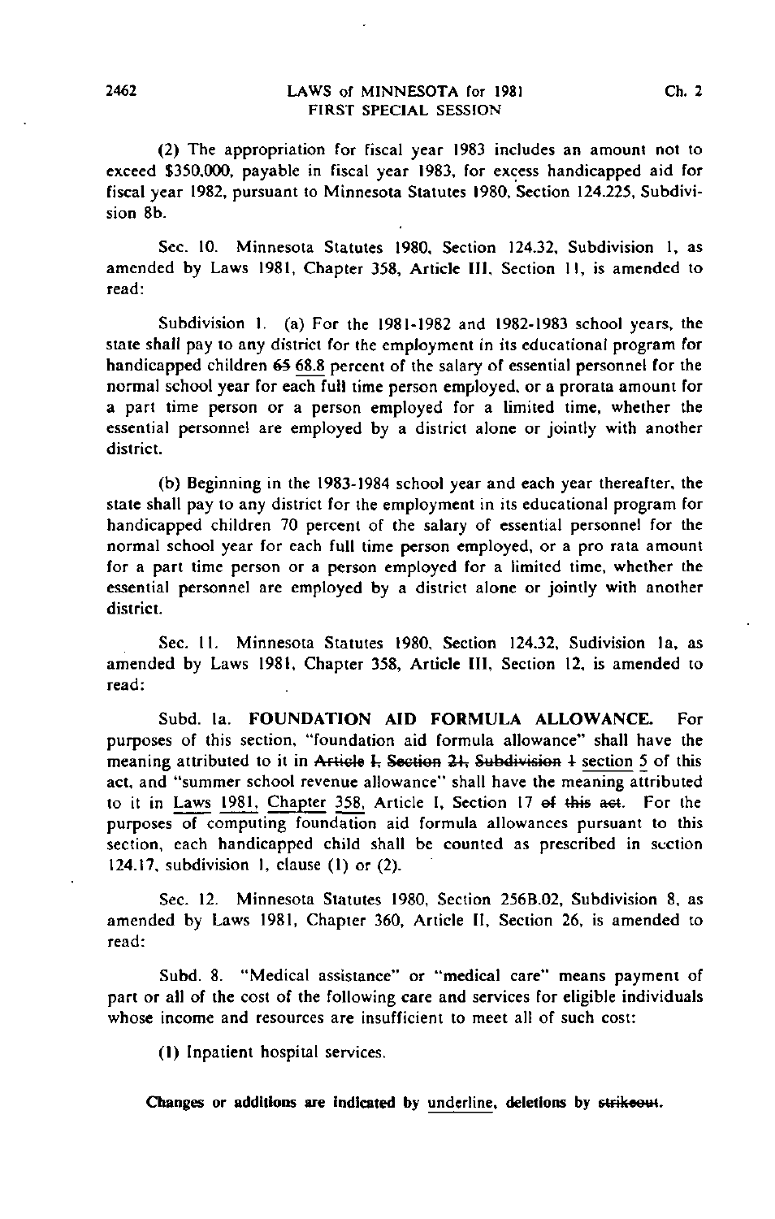(2) The appropriation for fiscal year 1983 includes an amount not to exceed $350,000, payable in fiscal year 1983, for excess handicapped aid for fiscal year 1982, pursuant to Minnesota Statutes 1980, Section 124.225, Subdivision 8b.

Sec. 10. Minnesota Statutes 1980, Section 124.32, Subdivision 1, as amended by Laws 1981, Chapter 358, Article III, Section 11, is amended to read:

Subdivision 1. (a) For the 1981-1982 and 1982-1983 school years, the state shall pay to any district for the employment in its educational program for handicapped children ~~65~~ <u>68.8</u> percent of the salary of essential personnel for the normal school year for each full time person employed, or a prorata amount for a part time person or a person employed for a limited time, whether the essential personnel are employed by a district alone or jointly with another district.

(b) Beginning in the 1983-1984 school year and each year thereafter, the state shall pay to any district for the employment in its educational program for handicapped children 70 percent of the salary of essential personnel for the normal school year for each full time person employed, or a pro rata amount for a part time person or a person employed for a limited time, whether the essential personnel are employed by a district alone or jointly with another district.

Sec. 11. Minnesota Statutes 1980, Section 124.32, Sudivision 1a, as amended by Laws 1981, Chapter 358, Article III, Section 12, is amended to read:

Subd. 1a. **FOUNDATION AID FORMULA ALLOWANCE.** For purposes of this section, "foundation aid formula allowance" shall have the meaning attributed to it in ~~Article I, Section 21, Subdivision 1~~ <u>section 5</u> of this act, and "summer school revenue allowance" shall have the meaning attributed to it in <u>Laws 1981, Chapter 358,</u> Article I, Section 17 ~~of this act~~. For the purposes of computing foundation aid formula allowances pursuant to this section, each handicapped child shall be counted as prescribed in section 124.17, subdivision 1, clause (1) or (2).

Sec. 12. Minnesota Statutes 1980, Section 256B.02, Subdivision 8, as amended by Laws 1981, Chapter 360, Article II, Section 26, is amended to read:

Subd. 8. "Medical assistance" or "medical care" means payment of part or all of the cost of the following care and services for eligible individuals whose income and resources are insufficient to meet all of such cost:

(1) Inpatient hospital services.

**Changes or additions are indicated by <u>underline</u>, deletions by ~~strikeout~~.**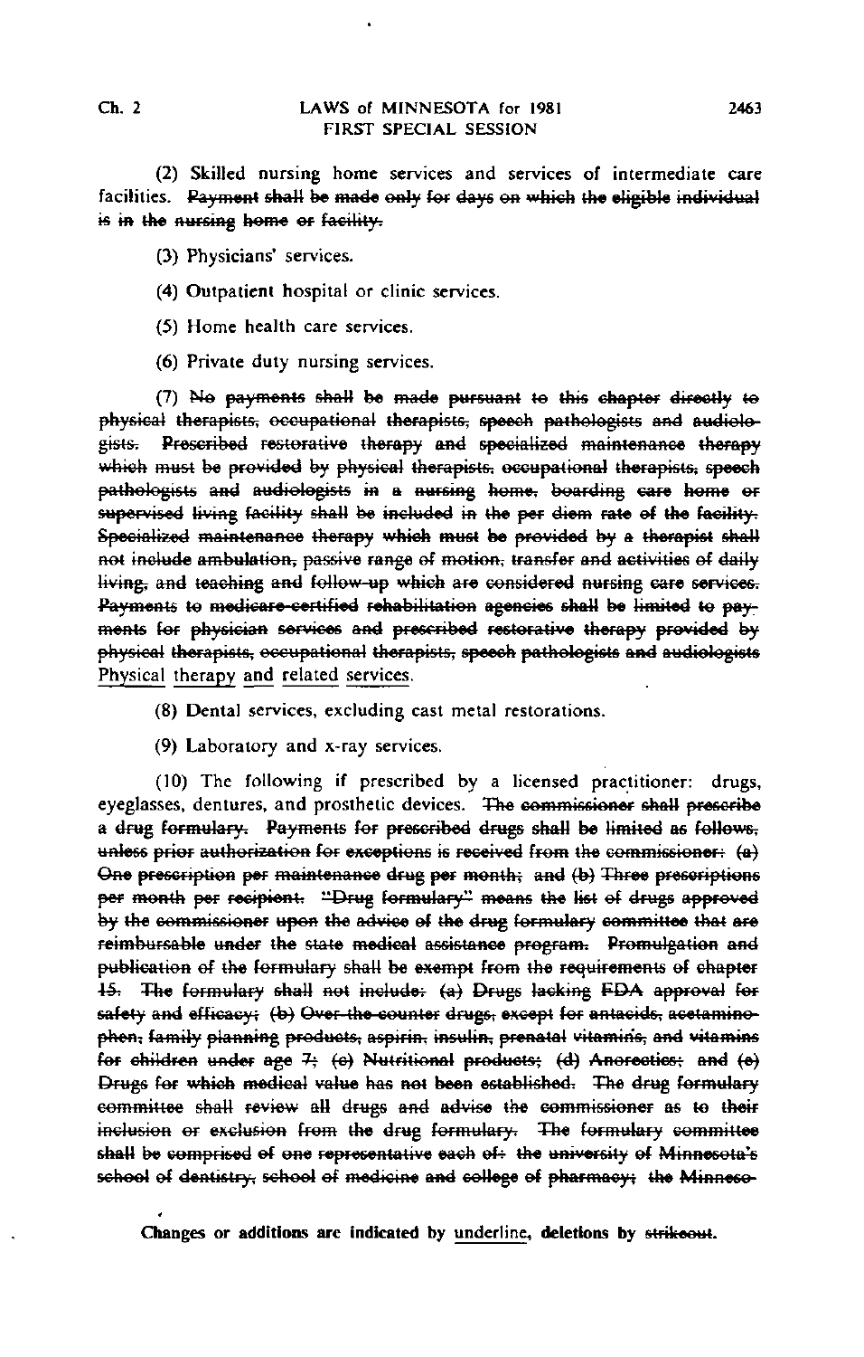(2) Skilled nursing home services and services of intermediate care facilities. ~~Payment shall be made only for days on which the eligible individual is in the nursing home or facility.~~

(3) Physicians' services.

(4) Outpatient hospital or clinic services.

(5) Home health care services.

(6) Private duty nursing services.

(7) ~~No payments shall be made pursuant to this chapter directly to physical therapists, occupational therapists, speech pathologists and audiologists. Prescribed restorative therapy and specialized maintenance therapy which must be provided by physical therapists, occupational therapists, speech pathologists and audiologists in a nursing home, boarding care home or supervised living facility shall be included in the per diem rate of the facility. Specialized maintenance therapy which must be provided by a therapist shall not include ambulation, passive range of motion, transfer and activities of daily living, and teaching and follow-up which are considered nursing care services. Payments to medicare-certified rehabilitation agencies shall be limited to payments for physician services and prescribed restorative therapy provided by physical therapists, occupational therapists, speech pathologists and audiologists~~ <u>Physical therapy and related services.</u>

(8) Dental services, excluding cast metal restorations.

(9) Laboratory and x-ray services.

(10) The following if prescribed by a licensed practitioner: drugs, eyeglasses, dentures, and prosthetic devices. ~~The commissioner shall prescribe a drug formulary. Payments for prescribed drugs shall be limited as follows, unless prior authorization for exceptions is received from the commissioner: (a) One prescription per maintenance drug per month; and (b) Three prescriptions per month per recipient. "Drug formulary" means the list of drugs approved by the commissioner upon the advice of the drug formulary committee that are reimbursable under the state medical assistance program. Promulgation and publication of the formulary shall be exempt from the requirements of chapter 15. The formulary shall not include: (a) Drugs lacking FDA approval for safety and efficacy; (b) Over-the-counter drugs, except for antacids, acetaminophen, family planning products, aspirin, insulin, prenatal vitamins, and vitamins for children under age 7; (c) Nutritional products; (d) Anorectics; and (e) Drugs for which medical value has not been established. The drug formulary committee shall review all drugs and advise the commissioner as to their inclusion or exclusion from the drug formulary. The formulary committee shall be comprised of one representative each of: the university of Minnesota's school of dentistry, school of medicine and college of pharmacy; the Minneso-~~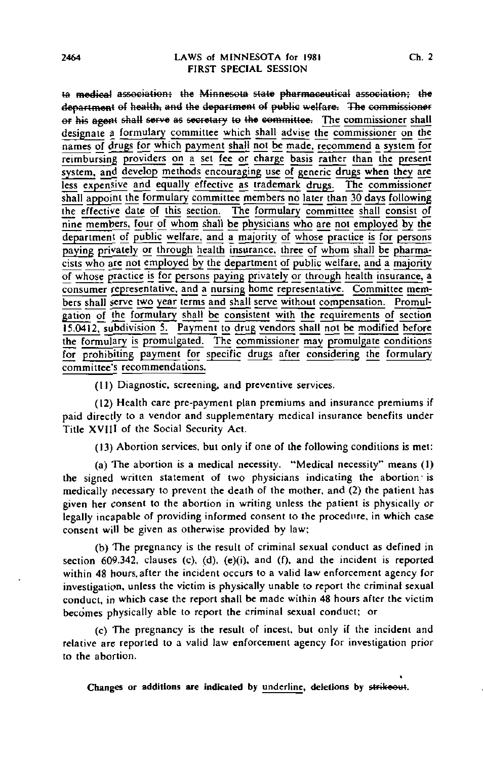~~to medical association; the Minnesota state pharmaceutical association; the department of health, and the department of public welfare. The commissioner or his agent shall serve as secretary to the committee.~~ <u>The commissioner shall designate a formulary committee which shall advise the commissioner on the names of drugs for which payment shall not be made, recommend a system for reimbursing providers on a set fee or charge basis rather than the present system, and develop methods encouraging use of generic drugs when they are less expensive and equally effective as trademark drugs. The commissioner shall appoint the formulary committee members no later than 30 days following the effective date of this section. The formulary committee shall consist of nine members, four of whom shall be physicians who are not employed by the department of public welfare, and a majority of whose practice is for persons paying privately or through health insurance, three of whom shall be pharmacists who are not employed by the department of public welfare, and a majority of whose practice is for persons paying privately or through health insurance, a consumer representative, and a nursing home representative. Committee members shall serve two year terms and shall serve without compensation. Promulgation of the formulary shall be consistent with the requirements of section 15.0412, subdivision 5. Payment to drug vendors shall not be modified before the formulary is promulgated. The commissioner may promulgate conditions for prohibiting payment for specific drugs after considering the formulary committee's recommendations.</u>

(11) Diagnostic, screening, and preventive services.

(12) Health care pre-payment plan premiums and insurance premiums if paid directly to a vendor and supplementary medical insurance benefits under Title XVIII of the Social Security Act.

(13) Abortion services, but only if one of the following conditions is met:

(a) The abortion is a medical necessity. "Medical necessity" means (1) the signed written statement of two physicians indicating the abortion is medically necessary to prevent the death of the mother, and (2) the patient has given her consent to the abortion in writing unless the patient is physically or legally incapable of providing informed consent to the procedure, in which case consent will be given as otherwise provided by law;

(b) The pregnancy is the result of criminal sexual conduct as defined in section 609.342, clauses (c), (d), (e)(i), and (f), and the incident is reported within 48 hours after the incident occurs to a valid law enforcement agency for investigation, unless the victim is physically unable to report the criminal sexual conduct, in which case the report shall be made within 48 hours after the victim becomes physically able to report the criminal sexual conduct; or

(c) The pregnancy is the result of incest, but only if the incident and relative are reported to a valid law enforcement agency for investigation prior to the abortion.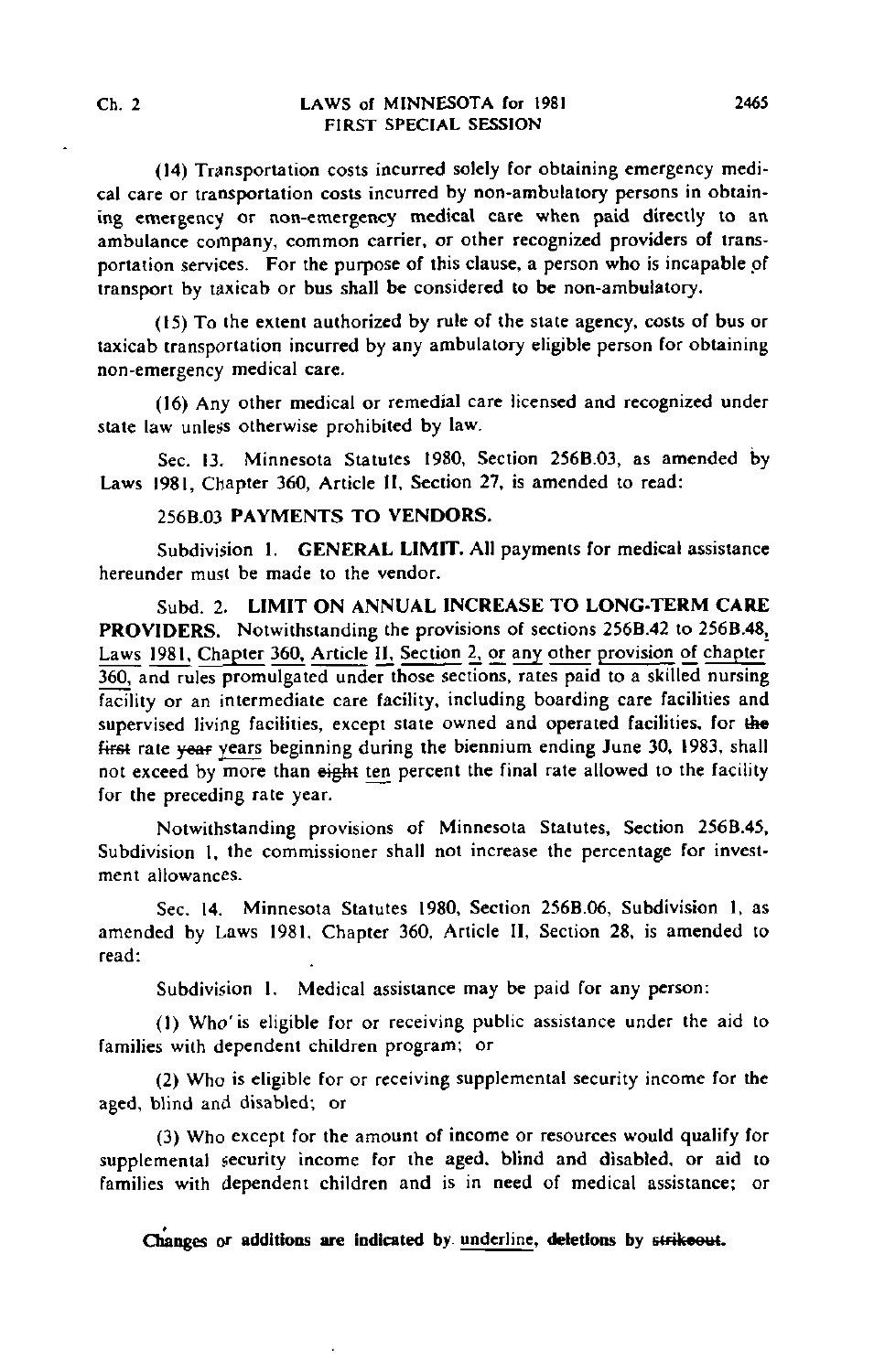(14) Transportation costs incurred solely for obtaining emergency medical care or transportation costs incurred by non-ambulatory persons in obtaining emergency or non-emergency medical care when paid directly to an ambulance company, common carrier, or other recognized providers of transportation services. For the purpose of this clause, a person who is incapable of transport by taxicab or bus shall be considered to be non-ambulatory.

(15) To the extent authorized by rule of the state agency, costs of bus or taxicab transportation incurred by any ambulatory eligible person for obtaining non-emergency medical care.

(16) Any other medical or remedial care licensed and recognized under state law unless otherwise prohibited by law.

Sec. 13. Minnesota Statutes 1980, Section 256B.03, as amended by Laws 1981, Chapter 360, Article II, Section 27, is amended to read:

256B.03 **PAYMENTS TO VENDORS.**

Subdivision 1. **GENERAL LIMIT.** All payments for medical assistance hereunder must be made to the vendor.

Subd. 2. **LIMIT ON ANNUAL INCREASE TO LONG-TERM CARE PROVIDERS.** Notwithstanding the provisions of sections 256B.42 to 256B.48, <u>Laws 1981, Chapter 360, Article II, Section 2, or any other provision of chapter 360,</u> and rules promulgated under those sections, rates paid to a skilled nursing facility or an intermediate care facility, including boarding care facilities and supervised living facilities, except state owned and operated facilities, for ~~the first~~ rate ~~year~~ <u>years</u> beginning during the biennium ending June 30, 1983, shall not exceed by more than ~~eight~~ <u>ten</u> percent the final rate allowed to the facility for the preceding rate year.

Notwithstanding provisions of Minnesota Statutes, Section 256B.45, Subdivision 1, the commissioner shall not increase the percentage for investment allowances.

Sec. 14. Minnesota Statutes 1980, Section 256B.06, Subdivision 1, as amended by Laws 1981, Chapter 360, Article II, Section 28, is amended to read:

Subdivision 1. Medical assistance may be paid for any person:

(1) Who is eligible for or receiving public assistance under the aid to families with dependent children program; or

(2) Who is eligible for or receiving supplemental security income for the aged, blind and disabled; or

(3) Who except for the amount of income or resources would qualify for supplemental security income for the aged, blind and disabled, or aid to families with dependent children and is in need of medical assistance; or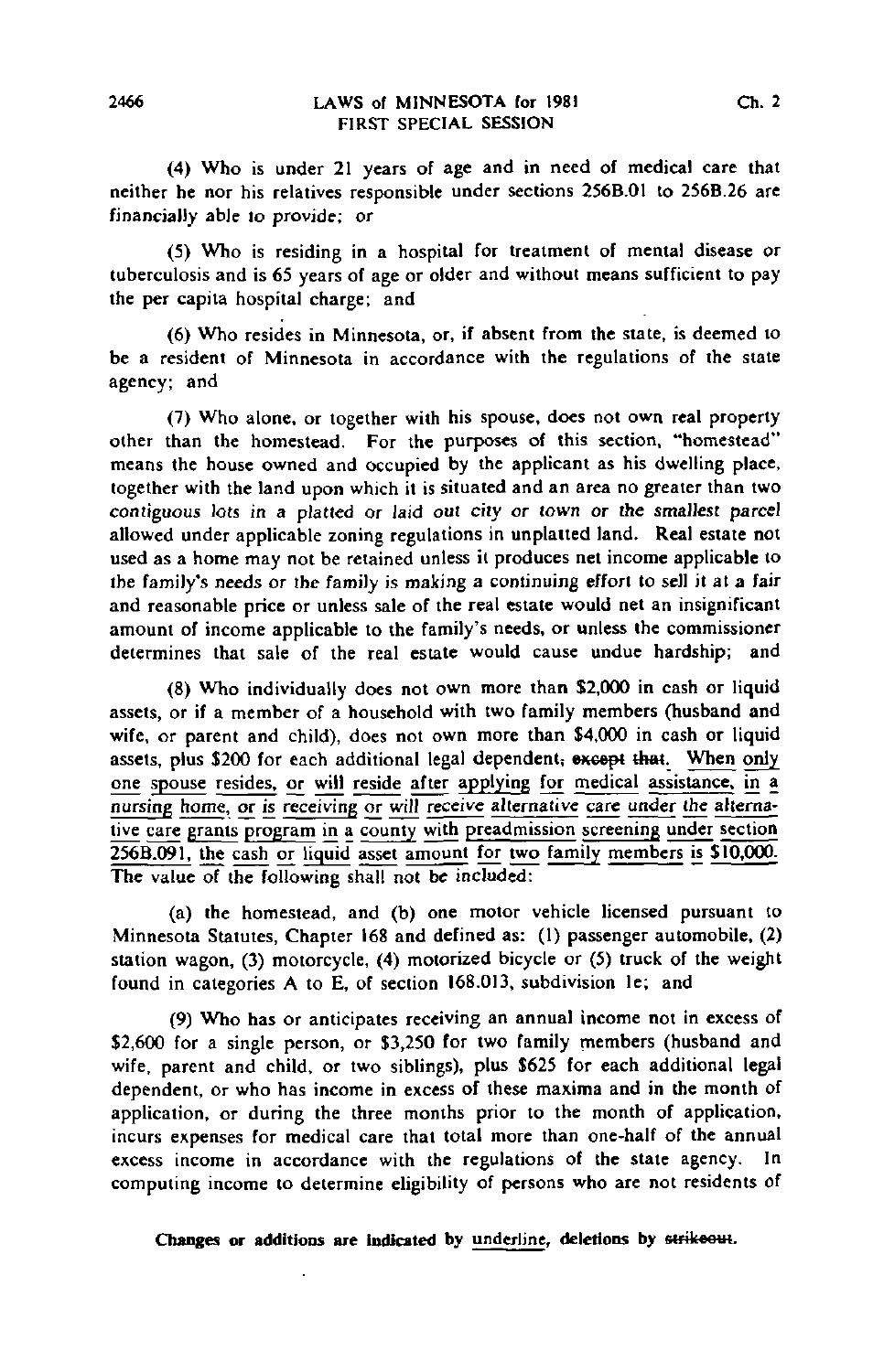(4) Who is under 21 years of age and in need of medical care that neither he nor his relatives responsible under sections 256B.01 to 256B.26 are financially able to provide; or

(5) Who is residing in a hospital for treatment of mental disease or tuberculosis and is 65 years of age or older and without means sufficient to pay the per capita hospital charge; and

(6) Who resides in Minnesota, or, if absent from the state, is deemed to be a resident of Minnesota in accordance with the regulations of the state agency; and

(7) Who alone, or together with his spouse, does not own real property other than the homestead. For the purposes of this section, "homestead" means the house owned and occupied by the applicant as his dwelling place, together with the land upon which it is situated and an area no greater than two contiguous lots in a platted or laid out city or town or the smallest parcel allowed under applicable zoning regulations in unplatted land. Real estate not used as a home may not be retained unless it produces net income applicable to the family's needs or the family is making a continuing effort to sell it at a fair and reasonable price or unless sale of the real estate would net an insignificant amount of income applicable to the family's needs, or unless the commissioner determines that sale of the real estate would cause undue hardship; and

(8) Who individually does not own more than $2,000 in cash or liquid assets, or if a member of a household with two family members (husband and wife, or parent and child), does not own more than $4,000 in cash or liquid assets, plus $200 for each additional legal dependent~~, except that~~<u>.</u> <u>When only one spouse resides, or will reside after applying for medical assistance, in a nursing home, or is receiving or will receive alternative care under the alternative care grants program in a county with preadmission screening under section 256B.091, the cash or liquid asset amount for two family members is $10,000.</u> The value of the following shall not be included:

(a) the homestead, and (b) one motor vehicle licensed pursuant to Minnesota Statutes, Chapter 168 and defined as: (1) passenger automobile, (2) station wagon, (3) motorcycle, (4) motorized bicycle or (5) truck of the weight found in categories A to E, of section 168.013, subdivision 1e; and

(9) Who has or anticipates receiving an annual income not in excess of $2,600 for a single person, or $3,250 for two family members (husband and wife, parent and child, or two siblings), plus $625 for each additional legal dependent, or who has income in excess of these maxima and in the month of application, or during the three months prior to the month of application, incurs expenses for medical care that total more than one-half of the annual excess income in accordance with the regulations of the state agency. In computing income to determine eligibility of persons who are not residents of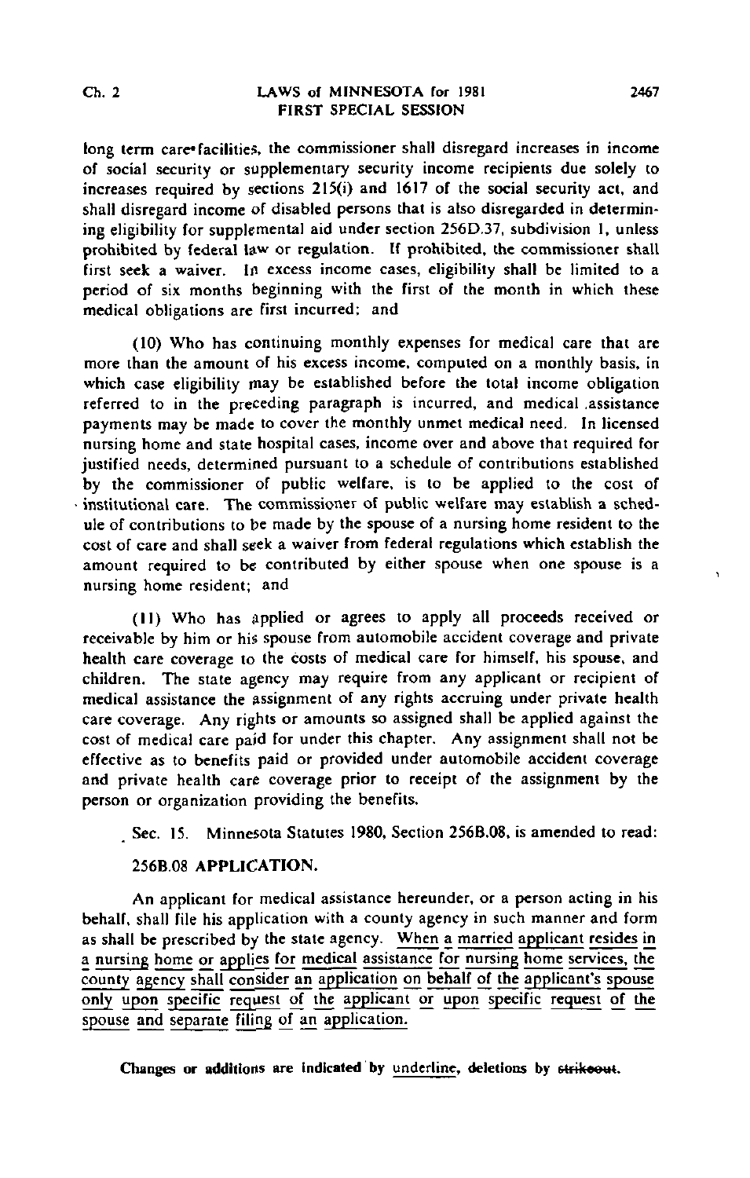long term care facilities, the commissioner shall disregard increases in income of social security or supplementary security income recipients due solely to increases required by sections 215(i) and 1617 of the social security act, and shall disregard income of disabled persons that is also disregarded in determining eligibility for supplemental aid under section 256D.37, subdivision 1, unless prohibited by federal law or regulation. If prohibited, the commissioner shall first seek a waiver. In excess income cases, eligibility shall be limited to a period of six months beginning with the first of the month in which these medical obligations are first incurred; and

(10) Who has continuing monthly expenses for medical care that are more than the amount of his excess income, computed on a monthly basis, in which case eligibility may be established before the total income obligation referred to in the preceding paragraph is incurred, and medical assistance payments may be made to cover the monthly unmet medical need. In licensed nursing home and state hospital cases, income over and above that required for justified needs, determined pursuant to a schedule of contributions established by the commissioner of public welfare, is to be applied to the cost of institutional care. The commissioner of public welfare may establish a schedule of contributions to be made by the spouse of a nursing home resident to the cost of care and shall seek a waiver from federal regulations which establish the amount required to be contributed by either spouse when one spouse is a nursing home resident; and

(11) Who has applied or agrees to apply all proceeds received or receivable by him or his spouse from automobile accident coverage and private health care coverage to the costs of medical care for himself, his spouse, and children. The state agency may require from any applicant or recipient of medical assistance the assignment of any rights accruing under private health care coverage. Any rights or amounts so assigned shall be applied against the cost of medical care paid for under this chapter. Any assignment shall not be effective as to benefits paid or provided under automobile accident coverage and private health care coverage prior to receipt of the assignment by the person or organization providing the benefits.

Sec. 15. Minnesota Statutes 1980, Section 256B.08, is amended to read:

256B.08 **APPLICATION.**

An applicant for medical assistance hereunder, or a person acting in his behalf, shall file his application with a county agency in such manner and form as shall be prescribed by the state agency. <u>When a married applicant resides in a nursing home or applies for medical assistance for nursing home services, the county agency shall consider an application on behalf of the applicant's spouse only upon specific request of the applicant or upon specific request of the spouse and separate filing of an application.</u>

**Changes or additions are indicated by <u>underline</u>, deletions by ~~strikeout~~.**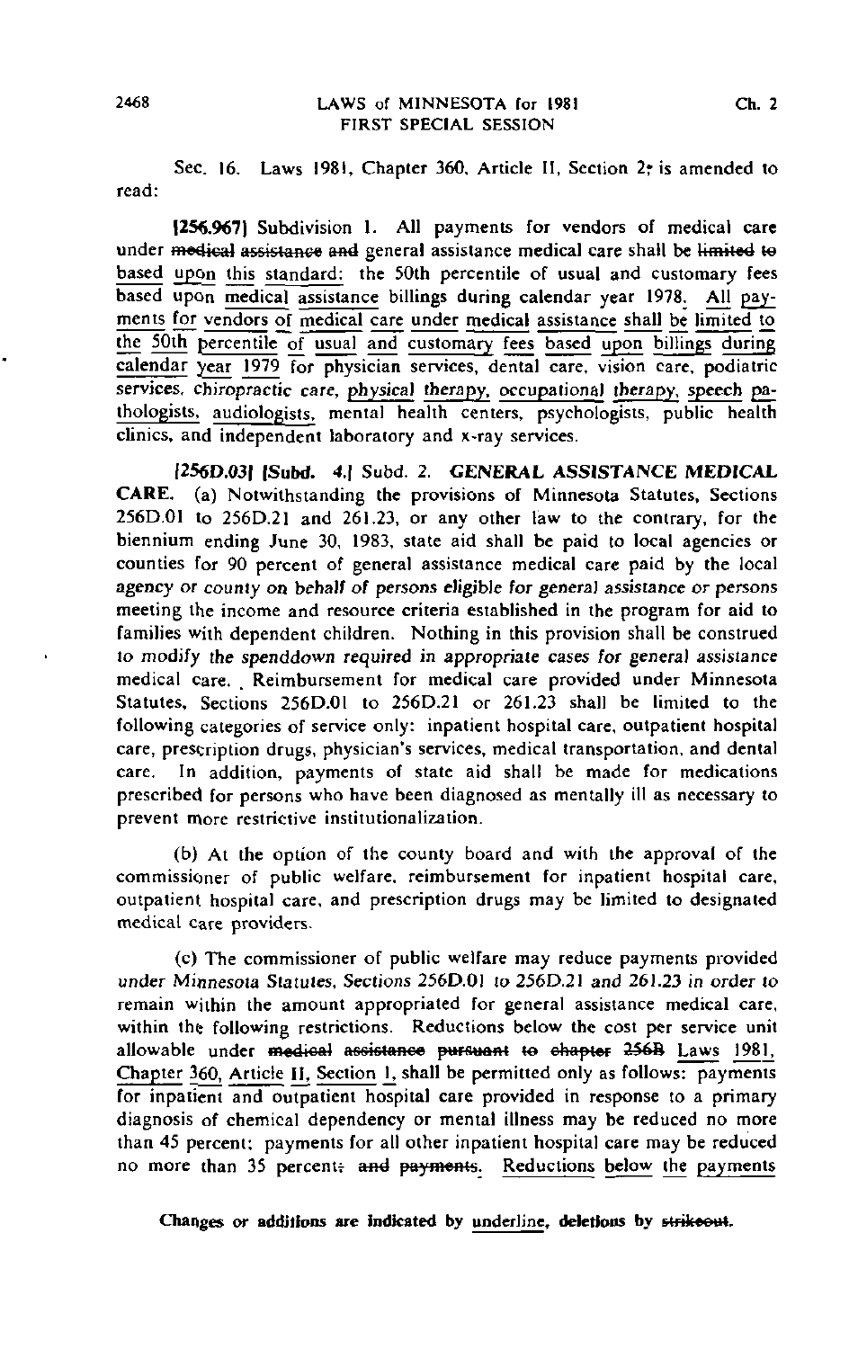Sec. 16. Laws 1981, Chapter 360, Article II, Section 2~~,~~ is amended to read:

[256.967] Subdivision 1. All payments for vendors of medical care under ~~medical assistance and~~ general assistance medical care shall be ~~limited to~~ <u>based upon this standard:</u> the 50th percentile of usual and customary fees based upon <u>medical assistance</u> billings during calendar year 1978<u>. All payments for vendors of medical care under medical assistance shall be limited to the 50th percentile of usual and customary fees based upon billings during calendar year 1979</u> for physician services, dental care, vision care, podiatric services, chiropractic care, <u>physical therapy, occupational therapy, speech pathologists, audiologists,</u> mental health centers, psychologists, public health clinics, and independent laboratory and x-ray services.

[256D.03] [Subd. 4.] Subd. 2. **GENERAL ASSISTANCE MEDICAL CARE.** (a) Notwithstanding the provisions of Minnesota Statutes, Sections 256D.01 to 256D.21 and 261.23, or any other law to the contrary, for the biennium ending June 30, 1983, state aid shall be paid to local agencies or counties for 90 percent of general assistance medical care paid by the local agency or county on behalf of persons eligible for general assistance or persons meeting the income and resource criteria established in the program for aid to families with dependent children. Nothing in this provision shall be construed to modify the spenddown required in appropriate cases for general assistance medical care. Reimbursement for medical care provided under Minnesota Statutes, Sections 256D.01 to 256D.21 or 261.23 shall be limited to the following categories of service only: inpatient hospital care, outpatient hospital care, prescription drugs, physician's services, medical transportation, and dental care. In addition, payments of state aid shall be made for medications prescribed for persons who have been diagnosed as mentally ill as necessary to prevent more restrictive institutionalization.

(b) At the option of the county board and with the approval of the commissioner of public welfare, reimbursement for inpatient hospital care, outpatient hospital care, and prescription drugs may be limited to designated medical care providers.

(c) The commissioner of public welfare may reduce payments provided under Minnesota Statutes, Sections 256D.01 to 256D.21 and 261.23 in order to remain within the amount appropriated for general assistance medical care, within the following restrictions. Reductions below the cost per service unit allowable under ~~medical assistance pursuant to chapter 256B~~ <u>Laws 1981, Chapter 360, Article II, Section 1,</u> shall be permitted only as follows: payments for inpatient and outpatient hospital care provided in response to a primary diagnosis of chemical dependency or mental illness may be reduced no more than 45 percent; payments for all other inpatient hospital care may be reduced no more than 35 percent~~; and payments~~<u>. Reductions below the payments</u>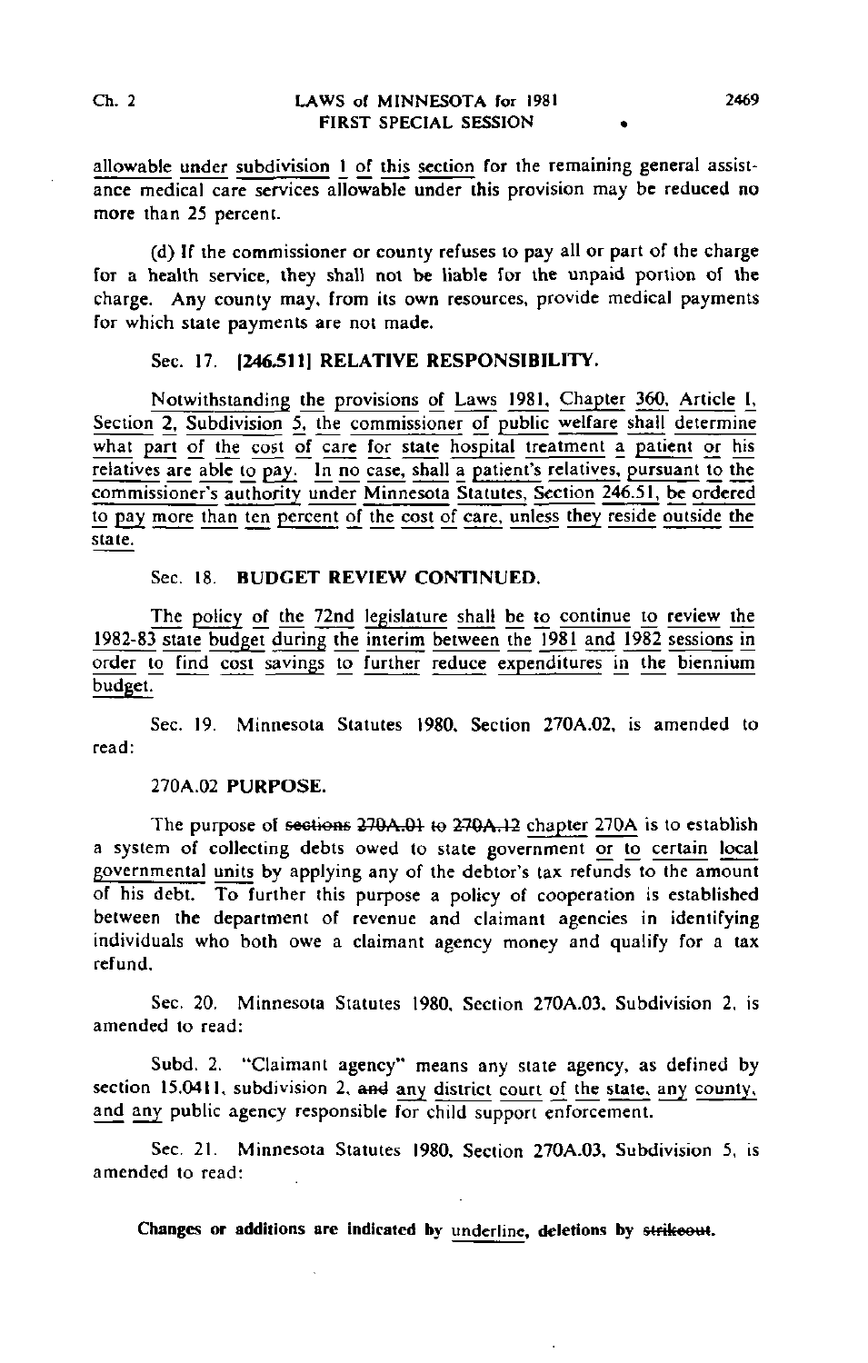allowable under subdivision 1 of this section for the remaining general assistance medical care services allowable under this provision may be reduced no more than 25 percent.

(d) If the commissioner or county refuses to pay all or part of the charge for a health service, they shall not be liable for the unpaid portion of the charge. Any county may, from its own resources, provide medical payments for which state payments are not made.

Sec. 17. [246.511] **RELATIVE RESPONSIBILITY.**

Notwithstanding the provisions of Laws 1981, Chapter 360, Article I, Section 2, Subdivision 5, the commissioner of public welfare shall determine what part of the cost of care for state hospital treatment a patient or his relatives are able to pay. In no case, shall a patient's relatives, pursuant to the commissioner's authority under Minnesota Statutes, Section 246.51, be ordered to pay more than ten percent of the cost of care, unless they reside outside the state.

Sec. 18. **BUDGET REVIEW CONTINUED.**

The policy of the 72nd legislature shall be to continue to review the 1982-83 state budget during the interim between the 1981 and 1982 sessions in order to find cost savings to further reduce expenditures in the biennium budget.

Sec. 19. Minnesota Statutes 1980, Section 270A.02, is amended to read:

270A.02 **PURPOSE.**

The purpose of ~~sections 270A.01 to 270A.12~~ chapter 270A is to establish a system of collecting debts owed to state government or to certain local governmental units by applying any of the debtor's tax refunds to the amount of his debt. To further this purpose a policy of cooperation is established between the department of revenue and claimant agencies in identifying individuals who both owe a claimant agency money and qualify for a tax refund.

Sec. 20. Minnesota Statutes 1980, Section 270A.03, Subdivision 2, is amended to read:

Subd. 2. "Claimant agency" means any state agency, as defined by section 15.0411, subdivision 2, ~~and~~ any district court of the state, any county, and any public agency responsible for child support enforcement.

Sec. 21. Minnesota Statutes 1980, Section 270A.03, Subdivision 5, is amended to read:

**Changes or additions are indicated by underline, deletions by ~~strikeout~~.**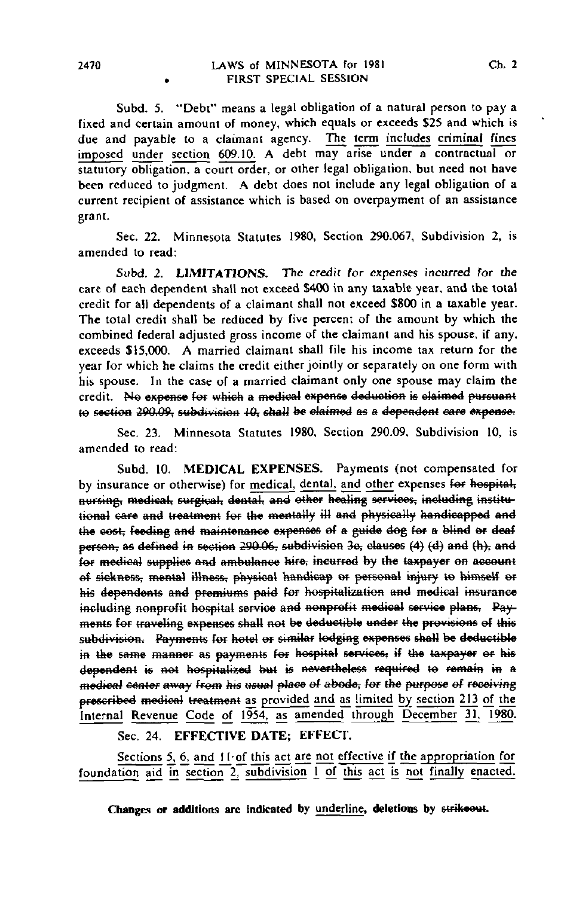Subd. 5. "Debt" means a legal obligation of a natural person to pay a fixed and certain amount of money, which equals or exceeds $25 and which is due and payable to a claimant agency. <u>The term includes criminal fines imposed under section 609.10.</u> A debt may arise under a contractual or statutory obligation, a court order, or other legal obligation, but need not have been reduced to judgment. A debt does not include any legal obligation of a current recipient of assistance which is based on overpayment of an assistance grant.

Sec. 22. Minnesota Statutes 1980, Section 290.067, Subdivision 2, is amended to read:

*Subd. 2.* **LIMITATIONS.** *The credit for expenses incurred for the care of each dependent shall not exceed $400 in any taxable year, and the total credit for all dependents of a claimant shall not exceed $800 in a taxable year.* The total credit shall be reduced by five percent of the amount by which the combined federal adjusted gross income of the claimant and his spouse, if any, exceeds $15,000. A married claimant shall file his income tax return for the year for which he claims the credit either jointly or separately on one form with his spouse. In the case of a married claimant only one spouse may claim the credit. ~~No expense for which a medical expense deduction is claimed pursuant to section 290.09, subdivision 10, shall be claimed as a dependent care expense.~~

Sec. 23. Minnesota Statutes 1980, Section 290.09, Subdivision 10, is amended to read:

Subd. 10. **MEDICAL EXPENSES.** Payments (not compensated for by insurance or otherwise) for <u>medical, dental, and other</u> expenses ~~for hospital, nursing, medical, surgical, dental, and other healing services, including institutional care and treatment for the mentally ill and physically handicapped and the cost, feeding and maintenance expenses of a guide dog for a blind or deaf person, as defined in section 290.06, subdivision 3e, clauses (4) (d) and (h), and for medical supplies and ambulance hire, incurred by the taxpayer on account of sickness, mental illness, physical handicap or personal injury to himself or his dependents and premiums paid for hospitalization and medical insurance including nonprofit hospital service and nonprofit medical service plans. Payments for traveling expenses shall not be deductible under the provisions of this subdivision. Payments for hotel or similar lodging expenses shall be deductible in the same manner as payments for hospital services, if the taxpayer or his dependent is not hospitalized but is nevertheless required to remain in a medical center away from his usual place of abode, for the purpose of receiving prescribed medical treatment~~ <u>as provided and as limited by section 213 of the Internal Revenue Code of 1954, as amended through December 31, 1980.</u>

Sec. 24. **EFFECTIVE DATE; EFFECT.**

<u>Sections 5, 6, and 11 of this act are not effective if the appropriation for foundation aid in section 2, subdivision 1 of this act is not finally enacted.</u>

**Changes or additions are indicated by underline, deletions by strikeout.**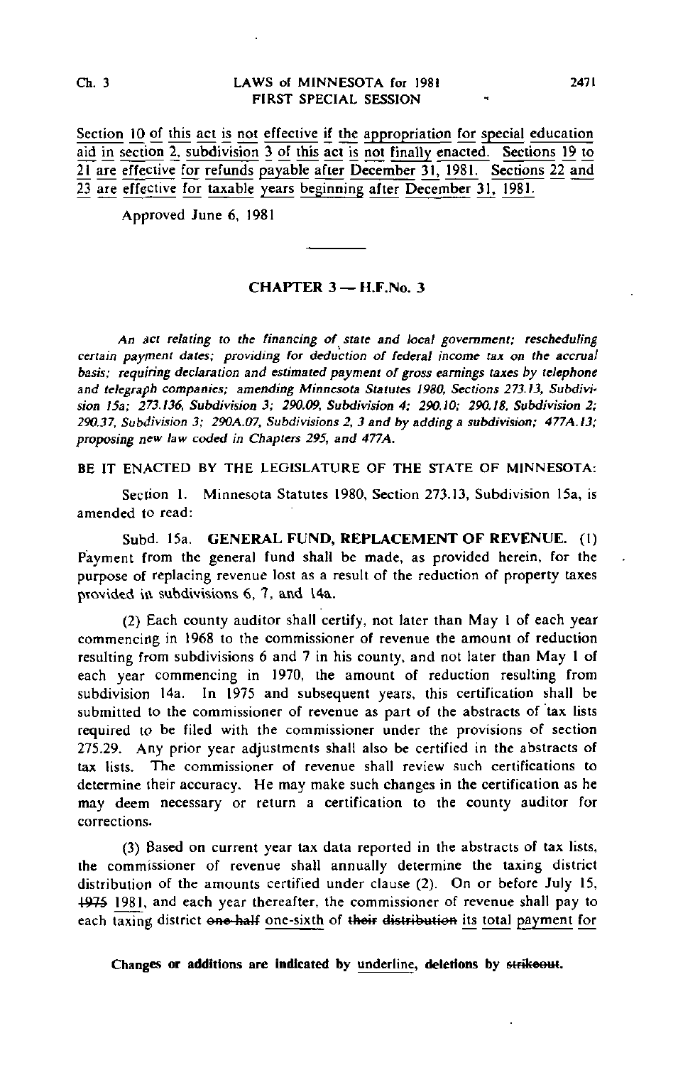Section 10 of this act is not effective if the appropriation for special education aid in section 2, subdivision 3 of this act is not finally enacted. Sections 19 to 21 are effective for refunds payable after December 31, 1981. Sections 22 and 23 are effective for taxable years beginning after December 31, 1981.

Approved June 6, 1981

## CHAPTER 3 — H.F.No. 3

*An act relating to the financing of state and local government; rescheduling certain payment dates; providing for deduction of federal income tax on the accrual basis; requiring declaration and estimated payment of gross earnings taxes by telephone and telegraph companies; amending Minnesota Statutes 1980, Sections 273.13, Subdivision 15a; 273.136, Subdivision 3; 290.09, Subdivision 4; 290.10; 290.18, Subdivision 2; 290.37, Subdivision 3; 290A.07, Subdivisions 2, 3 and by adding a subdivision; 477A.13; proposing new law coded in Chapters 295, and 477A.*

BE IT ENACTED BY THE LEGISLATURE OF THE STATE OF MINNESOTA:

Section 1. Minnesota Statutes 1980, Section 273.13, Subdivision 15a, is amended to read:

Subd. 15a. **GENERAL FUND, REPLACEMENT OF REVENUE.** (1) Payment from the general fund shall be made, as provided herein, for the purpose of replacing revenue lost as a result of the reduction of property taxes provided in subdivisions 6, 7, and 14a.

(2) Each county auditor shall certify, not later than May 1 of each year commencing in 1968 to the commissioner of revenue the amount of reduction resulting from subdivisions 6 and 7 in his county, and not later than May 1 of each year commencing in 1970, the amount of reduction resulting from subdivision 14a. In 1975 and subsequent years, this certification shall be submitted to the commissioner of revenue as part of the abstracts of tax lists required to be filed with the commissioner under the provisions of section 275.29. Any prior year adjustments shall also be certified in the abstracts of tax lists. The commissioner of revenue shall review such certifications to determine their accuracy. He may make such changes in the certification as he may deem necessary or return a certification to the county auditor for corrections.

(3) Based on current year tax data reported in the abstracts of tax lists, the commissioner of revenue shall annually determine the taxing district distribution of the amounts certified under clause (2). On or before July 15, ~~1975~~ 1981, and each year thereafter, the commissioner of revenue shall pay to each taxing district ~~one-half~~ one-sixth of ~~their distribution~~ its total payment for

Changes or additions are indicated by underline, deletions by ~~strikeout~~.